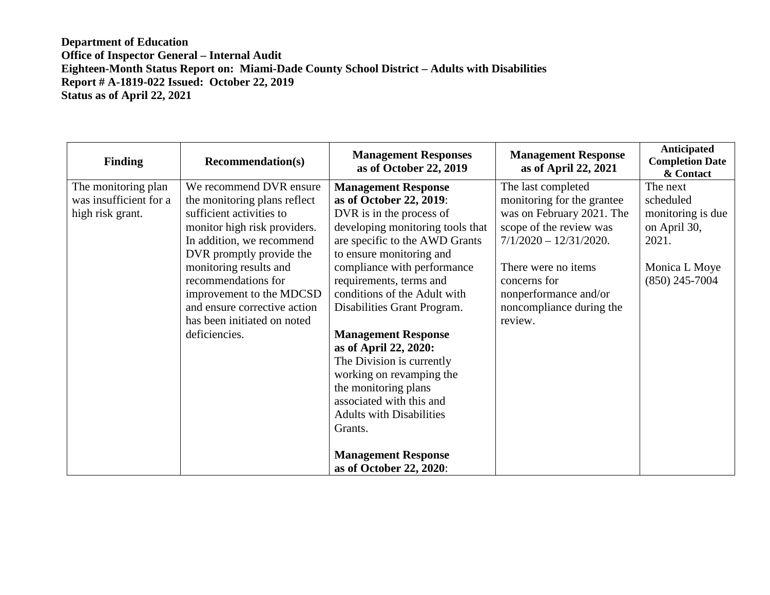**Department of Education**
**Office of Inspector General – Internal Audit**
**Eighteen-Month Status Report on: Miami-Dade County School District – Adults with Disabilities**
**Report # A-1819-022 Issued: October 22, 2019**
**Status as of April 22, 2021**

| Finding | Recommendation(s) | Management Responses as of October 22, 2019 | Management Response as of April 22, 2021 | Anticipated Completion Date & Contact |
|---|---|---|---|---|
| The monitoring plan was insufficient for a high risk grant. | We recommend DVR ensure the monitoring plans reflect sufficient activities to monitor high risk providers. In addition, we recommend DVR promptly provide the monitoring results and recommendations for improvement to the MDCSD and ensure corrective action has been initiated on noted deficiencies. | **Management Response as of October 22, 2019**: DVR is in the process of developing monitoring tools that are specific to the AWD Grants to ensure monitoring and compliance with performance requirements, terms and conditions of the Adult with Disabilities Grant Program.<br><br>**Management Response as of April 22, 2020:** The Division is currently working on revamping the the monitoring plans associated with this and Adults with Disabilities Grants.<br><br>**Management Response as of October 22, 2020**: | The last completed monitoring for the grantee was on February 2021. The scope of the review was 7/1/2020 – 12/31/2020.<br><br>There were no items concerns for nonperformance and/or noncompliance during the review. | The next scheduled monitoring is due on April 30, 2021.<br><br>Monica L Moye (850) 245-7004 |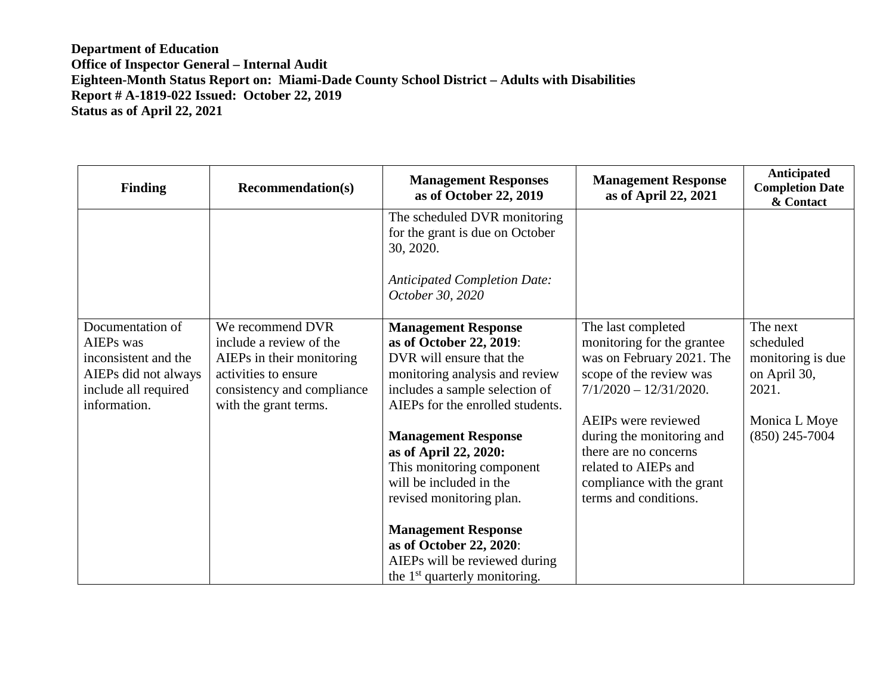**Department of Education**
**Office of Inspector General – Internal Audit**
**Eighteen-Month Status Report on: Miami-Dade County School District – Adults with Disabilities**
**Report # A-1819-022 Issued: October 22, 2019**
**Status as of April 22, 2021**

| Finding | Recommendation(s) | Management Responses as of October 22, 2019 | Management Response as of April 22, 2021 | Anticipated Completion Date & Contact |
|---|---|---|---|---|
| | | The scheduled DVR monitoring for the grant is due on October 30, 2020.<br><br>*Anticipated Completion Date: October 30, 2020* | | |
| Documentation of AIEPs was inconsistent and the AIEPs did not always include all required information. | We recommend DVR include a review of the AIEPs in their monitoring activities to ensure consistency and compliance with the grant terms. | **Management Response as of October 22, 2019**:<br>DVR will ensure that the monitoring analysis and review includes a sample selection of AIEPs for the enrolled students.<br><br>**Management Response as of April 22, 2020:**<br>This monitoring component will be included in the revised monitoring plan.<br><br>**Management Response as of October 22, 2020**:<br>AIEPs will be reviewed during the 1st quarterly monitoring. | The last completed monitoring for the grantee was on February 2021. The scope of the review was 7/1/2020 – 12/31/2020.<br><br>AEIPs were reviewed during the monitoring and there are no concerns related to AIEPs and compliance with the grant terms and conditions. | The next scheduled monitoring is due on April 30, 2021.<br><br>Monica L Moye<br>(850) 245-7004 |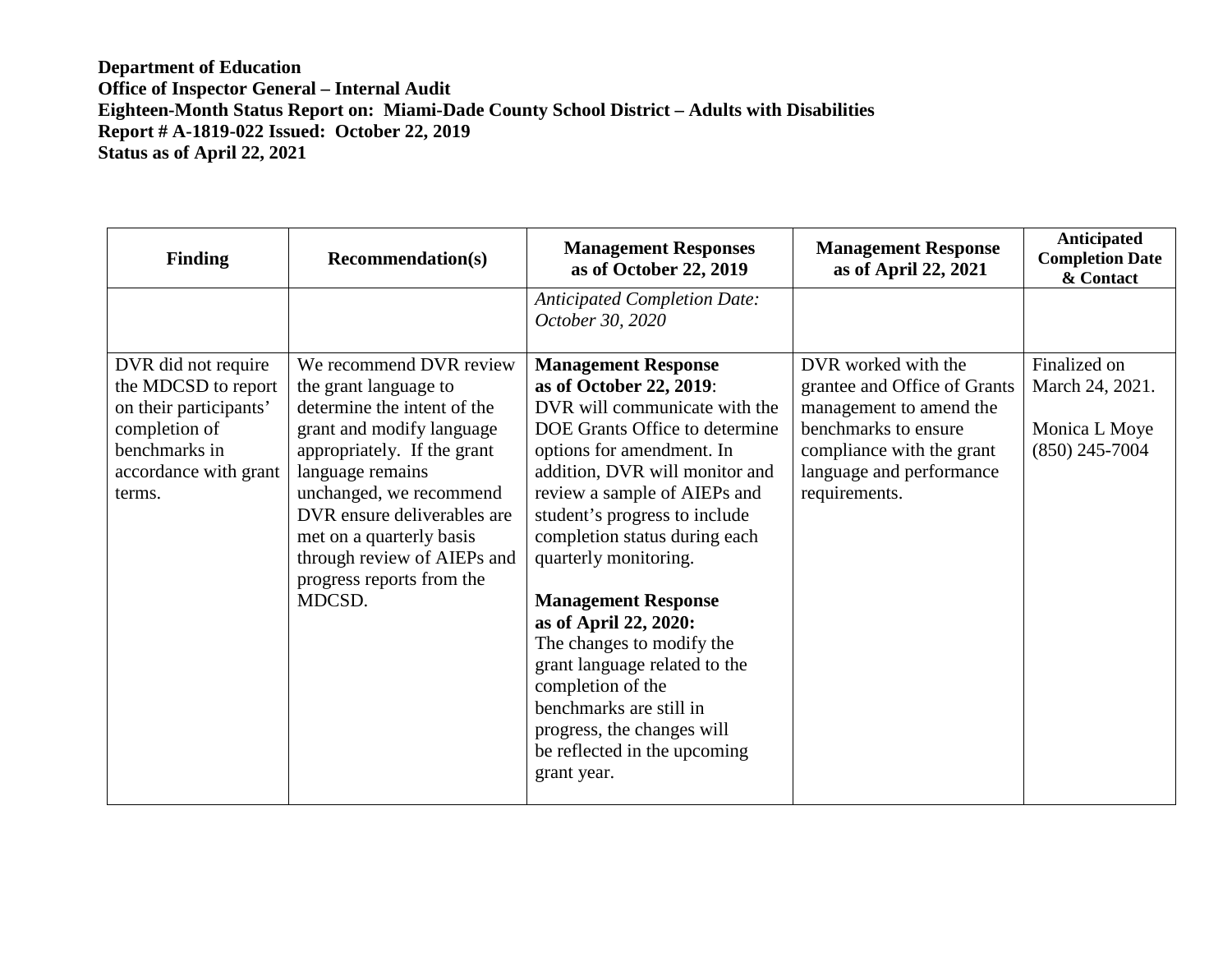**Department of Education**
**Office of Inspector General – Internal Audit**
**Eighteen-Month Status Report on: Miami-Dade County School District – Adults with Disabilities**
**Report # A-1819-022 Issued: October 22, 2019**
**Status as of April 22, 2021**

| Finding | Recommendation(s) | Management Responses as of October 22, 2019 | Management Response as of April 22, 2021 | Anticipated Completion Date & Contact |
|---|---|---|---|---|
| | | *Anticipated Completion Date: October 30, 2020* | | |
| DVR did not require the MDCSD to report on their participants' completion of benchmarks in accordance with grant terms. | We recommend DVR review the grant language to determine the intent of the grant and modify language appropriately. If the grant language remains unchanged, we recommend DVR ensure deliverables are met on a quarterly basis through review of AIEPs and progress reports from the MDCSD. | **Management Response as of October 22, 2019**: DVR will communicate with the DOE Grants Office to determine options for amendment. In addition, DVR will monitor and review a sample of AIEPs and student's progress to include completion status during each quarterly monitoring. <br><br> **Management Response as of April 22, 2020:** The changes to modify the grant language related to the completion of the benchmarks are still in progress, the changes will be reflected in the upcoming grant year. | DVR worked with the grantee and Office of Grants management to amend the benchmarks to ensure compliance with the grant language and performance requirements. | Finalized on March 24, 2021. <br><br> Monica L Moye (850) 245-7004 |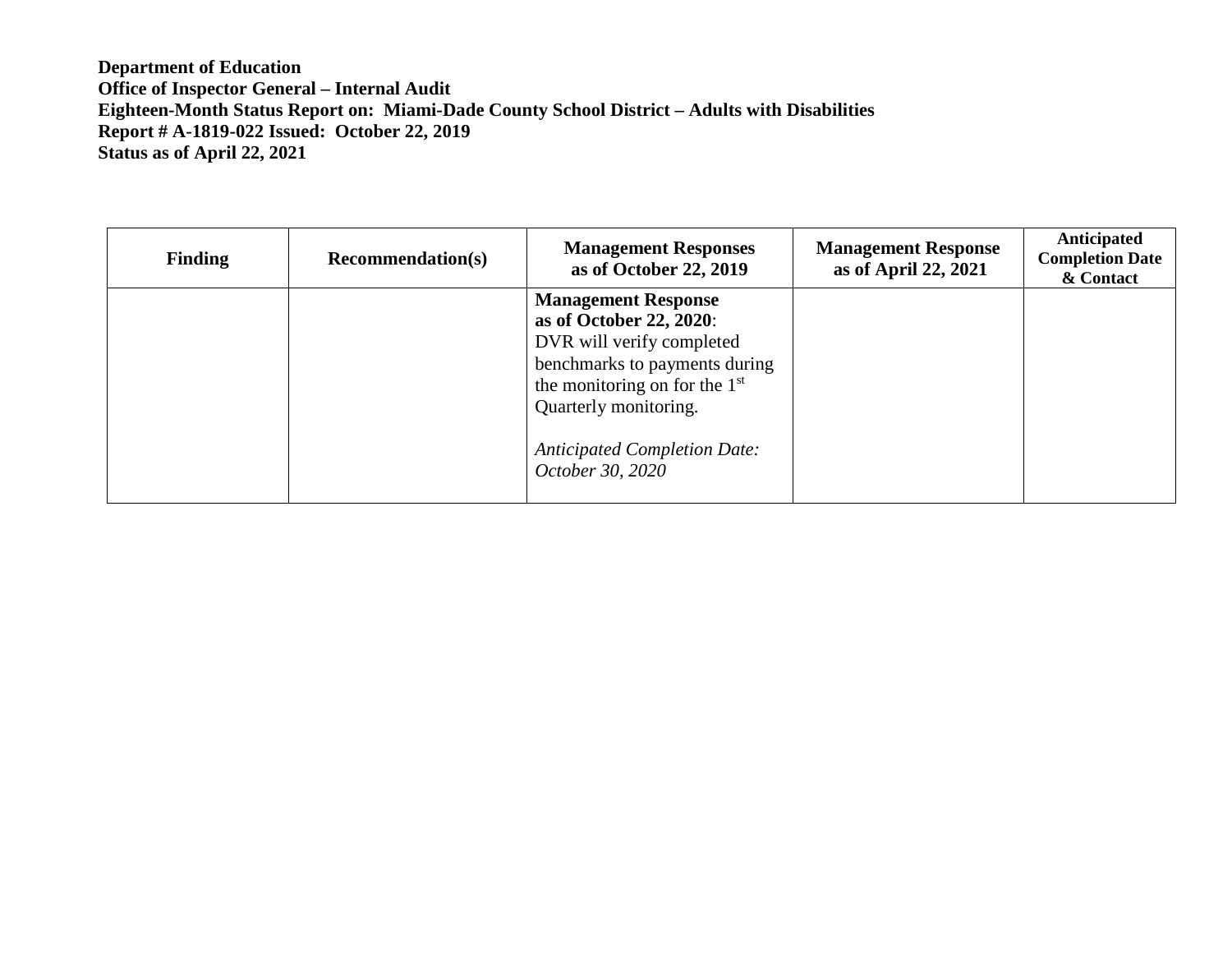**Department of Education**
**Office of Inspector General – Internal Audit**
**Eighteen-Month Status Report on: Miami-Dade County School District – Adults with Disabilities**
**Report # A-1819-022 Issued: October 22, 2019**
**Status as of April 22, 2021**

| Finding | Recommendation(s) | Management Responses as of October 22, 2019 | Management Response as of April 22, 2021 | Anticipated Completion Date & Contact |
|---|---|---|---|---|
| | | **Management Response as of October 22, 2020**: DVR will verify completed benchmarks to payments during the monitoring on for the 1st Quarterly monitoring.<br><br>*Anticipated Completion Date: October 30, 2020* | | |